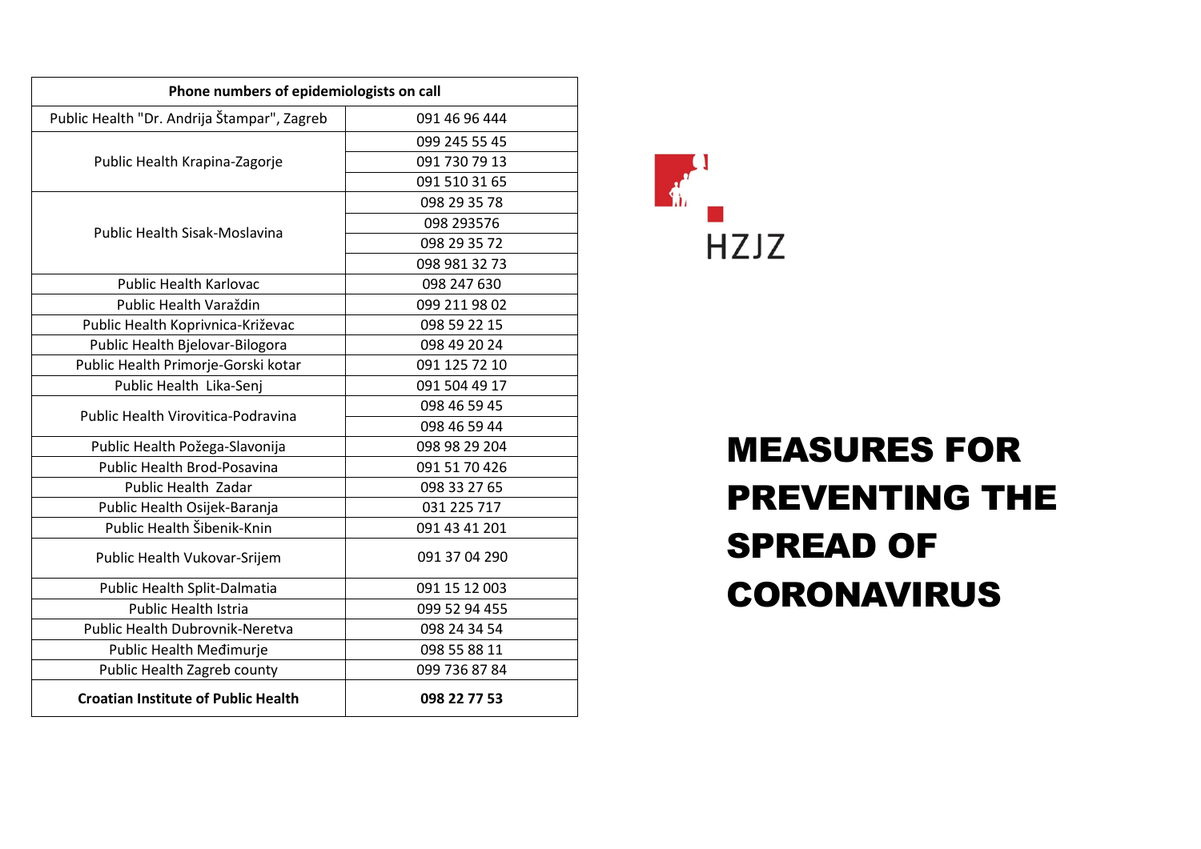| Phone numbers of epidemiologists on call | |
|---|---|
| Public Health "Dr. Andrija Štampar", Zagreb | 091 46 96 444 |
| Public Health Krapina-Zagorje | 099 245 55 45 |
| | 091 730 79 13 |
| | 091 510 31 65 |
| Public Health Sisak-Moslavina | 098 29 35 78 |
| | 098 293576 |
| | 098 29 35 72 |
| | 098 981 32 73 |
| Public Health Karlovac | 098 247 630 |
| Public Health Varaždin | 099 211 98 02 |
| Public Health Koprivnica-Križevac | 098 59 22 15 |
| Public Health Bjelovar-Bilogora | 098 49 20 24 |
| Public Health Primorje-Gorski kotar | 091 125 72 10 |
| Public Health Lika-Senj | 091 504 49 17 |
| Public Health Virovitica-Podravina | 098 46 59 45 |
| | 098 46 59 44 |
| Public Health Požega-Slavonija | 098 98 29 204 |
| Public Health Brod-Posavina | 091 51 70 426 |
| Public Health Zadar | 098 33 27 65 |
| Public Health Osijek-Baranja | 031 225 717 |
| Public Health Šibenik-Knin | 091 43 41 201 |
| Public Health Vukovar-Srijem | 091 37 04 290 |
| Public Health Split-Dalmatia | 091 15 12 003 |
| Public Health Istria | 099 52 94 455 |
| Public Health Dubrovnik-Neretva | 098 24 34 54 |
| Public Health Međimurje | 098 55 88 11 |
| Public Health Zagreb county | 099 736 87 84 |
| **Croatian Institute of Public Health** | **098 22 77 53** |

HZJZ

# MEASURES FOR PREVENTING THE SPREAD OF CORONAVIRUS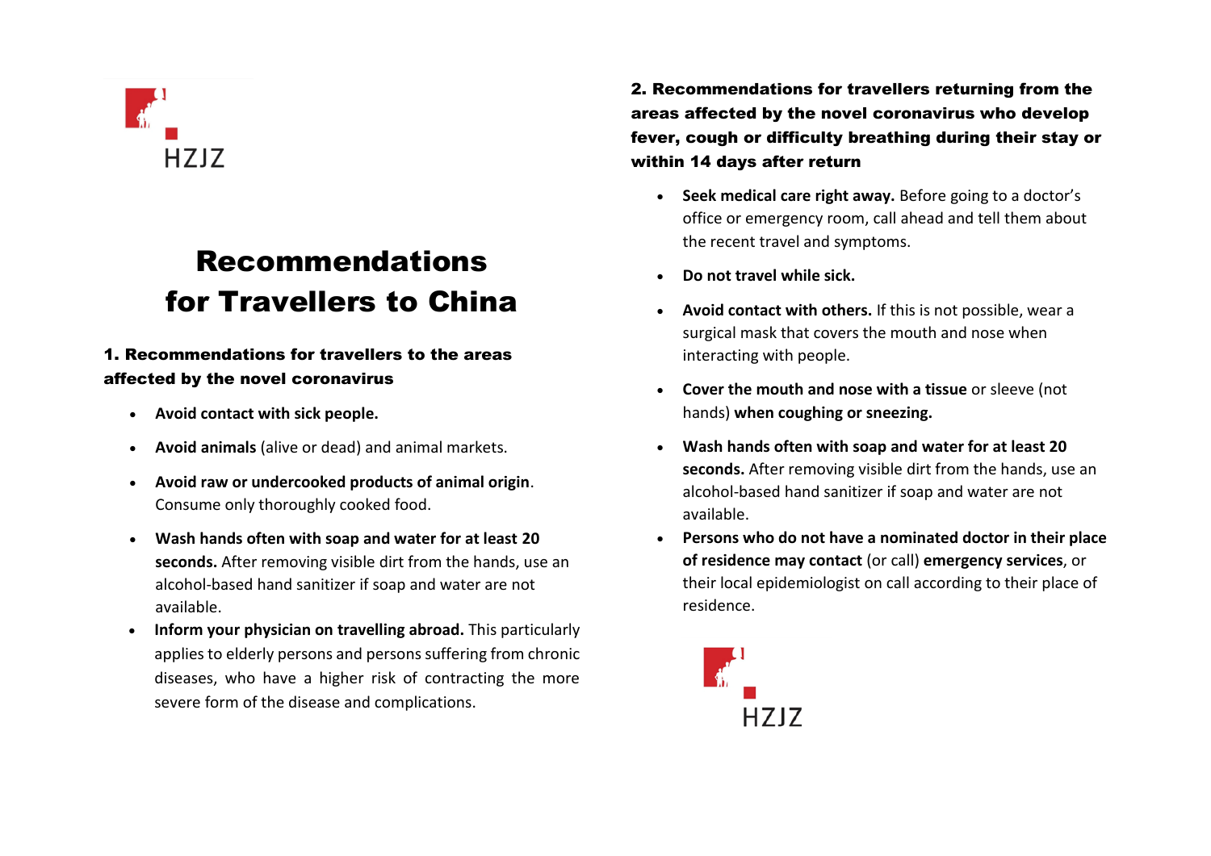HZJZ

# Recommendations for Travellers to China

## 1. Recommendations for travellers to the areas affected by the novel coronavirus

- **Avoid contact with sick people.**
- **Avoid animals** (alive or dead) and animal markets.
- **Avoid raw or undercooked products of animal origin**. Consume only thoroughly cooked food.
- **Wash hands often with soap and water for at least 20 seconds.** After removing visible dirt from the hands, use an alcohol-based hand sanitizer if soap and water are not available.
- **Inform your physician on travelling abroad.** This particularly applies to elderly persons and persons suffering from chronic diseases, who have a higher risk of contracting the more severe form of the disease and complications.

## 2. Recommendations for travellers returning from the areas affected by the novel coronavirus who develop fever, cough or difficulty breathing during their stay or within 14 days after return

- **Seek medical care right away.** Before going to a doctor's office or emergency room, call ahead and tell them about the recent travel and symptoms.
- **Do not travel while sick.**
- **Avoid contact with others.** If this is not possible, wear a surgical mask that covers the mouth and nose when interacting with people.
- **Cover the mouth and nose with a tissue** or sleeve (not hands) **when coughing or sneezing.**
- **Wash hands often with soap and water for at least 20 seconds.** After removing visible dirt from the hands, use an alcohol-based hand sanitizer if soap and water are not available.
- **Persons who do not have a nominated doctor in their place of residence may contact** (or call) **emergency services**, or their local epidemiologist on call according to their place of residence.

HZJZ